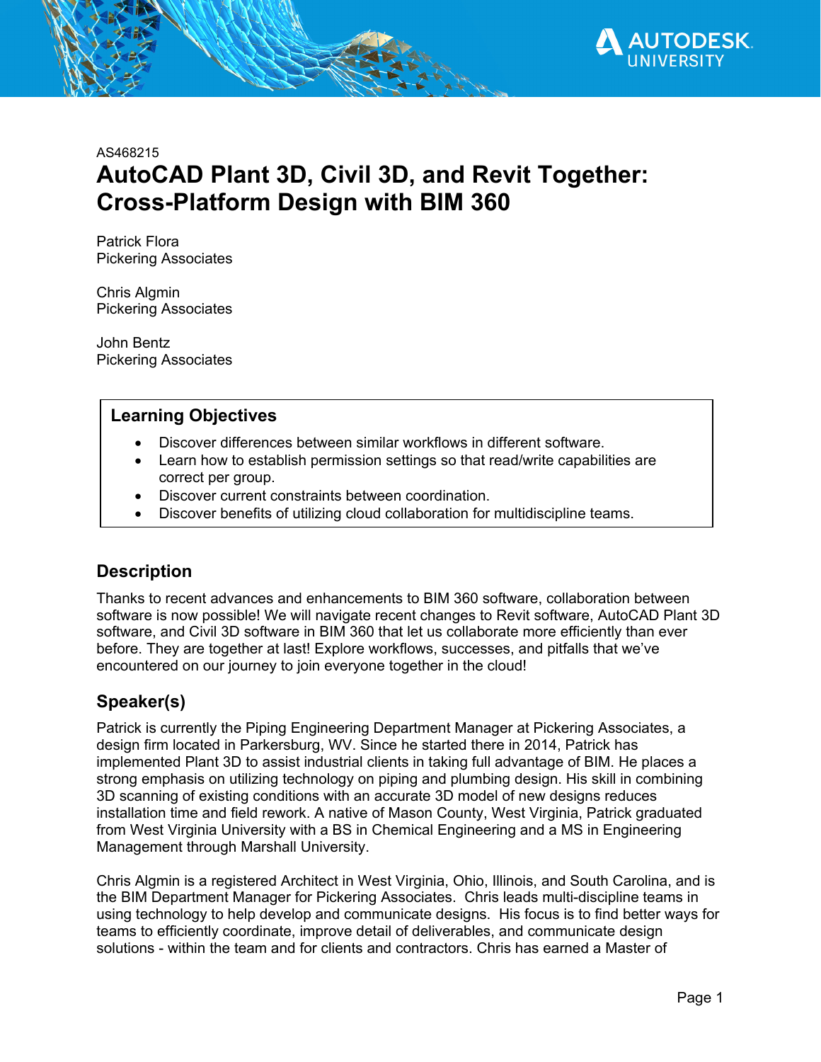AS468215

# AutoCAD Plant 3D, Civil 3D, and Revit Together: Cross-Platform Design with BIM 360

Patrick Flora
Pickering Associates

Chris Algmin
Pickering Associates

John Bentz
Pickering Associates

## Learning Objectives

- Discover differences between similar workflows in different software.
- Learn how to establish permission settings so that read/write capabilities are correct per group.
- Discover current constraints between coordination.
- Discover benefits of utilizing cloud collaboration for multidiscipline teams.

## Description

Thanks to recent advances and enhancements to BIM 360 software, collaboration between software is now possible! We will navigate recent changes to Revit software, AutoCAD Plant 3D software, and Civil 3D software in BIM 360 that let us collaborate more efficiently than ever before. They are together at last! Explore workflows, successes, and pitfalls that we've encountered on our journey to join everyone together in the cloud!

## Speaker(s)

Patrick is currently the Piping Engineering Department Manager at Pickering Associates, a design firm located in Parkersburg, WV. Since he started there in 2014, Patrick has implemented Plant 3D to assist industrial clients in taking full advantage of BIM. He places a strong emphasis on utilizing technology on piping and plumbing design. His skill in combining 3D scanning of existing conditions with an accurate 3D model of new designs reduces installation time and field rework. A native of Mason County, West Virginia, Patrick graduated from West Virginia University with a BS in Chemical Engineering and a MS in Engineering Management through Marshall University.

Chris Algmin is a registered Architect in West Virginia, Ohio, Illinois, and South Carolina, and is the BIM Department Manager for Pickering Associates. Chris leads multi-discipline teams in using technology to help develop and communicate designs. His focus is to find better ways for teams to efficiently coordinate, improve detail of deliverables, and communicate design solutions - within the team and for clients and contractors. Chris has earned a Master of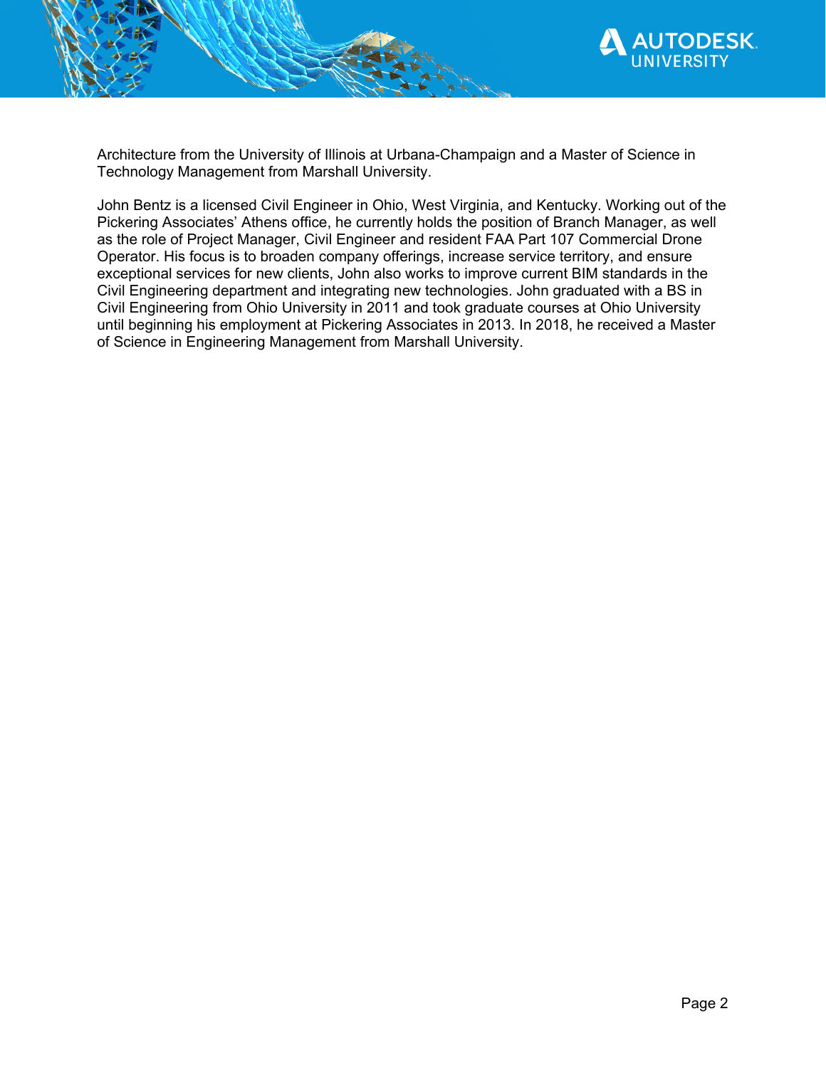Architecture from the University of Illinois at Urbana-Champaign and a Master of Science in Technology Management from Marshall University.

John Bentz is a licensed Civil Engineer in Ohio, West Virginia, and Kentucky. Working out of the Pickering Associates' Athens office, he currently holds the position of Branch Manager, as well as the role of Project Manager, Civil Engineer and resident FAA Part 107 Commercial Drone Operator. His focus is to broaden company offerings, increase service territory, and ensure exceptional services for new clients, John also works to improve current BIM standards in the Civil Engineering department and integrating new technologies. John graduated with a BS in Civil Engineering from Ohio University in 2011 and took graduate courses at Ohio University until beginning his employment at Pickering Associates in 2013. In 2018, he received a Master of Science in Engineering Management from Marshall University.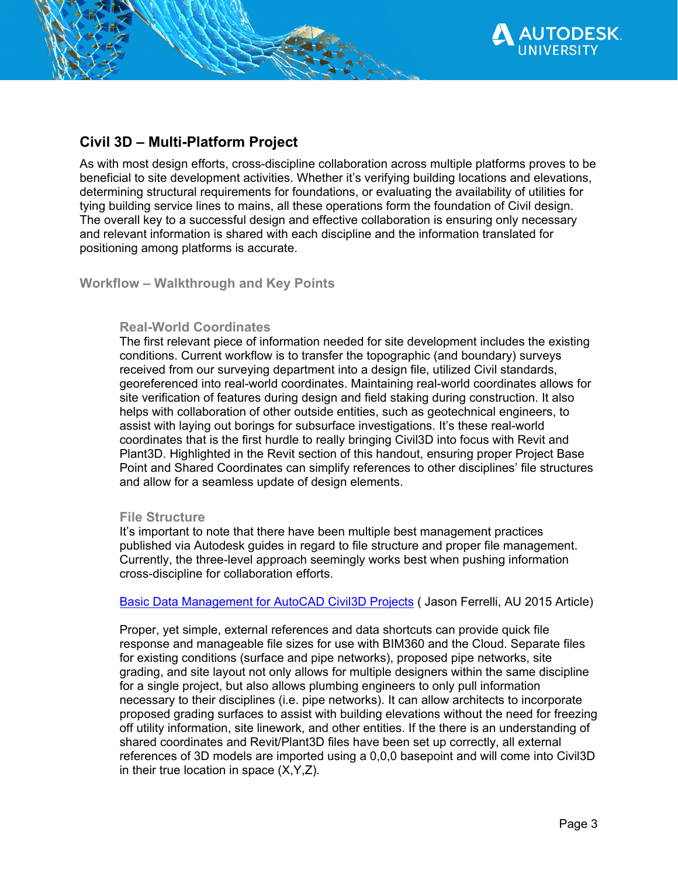## Civil 3D – Multi-Platform Project

As with most design efforts, cross-discipline collaboration across multiple platforms proves to be beneficial to site development activities. Whether it's verifying building locations and elevations, determining structural requirements for foundations, or evaluating the availability of utilities for tying building service lines to mains, all these operations form the foundation of Civil design. The overall key to a successful design and effective collaboration is ensuring only necessary and relevant information is shared with each discipline and the information translated for positioning among platforms is accurate.

### Workflow – Walkthrough and Key Points

#### Real-World Coordinates

The first relevant piece of information needed for site development includes the existing conditions. Current workflow is to transfer the topographic (and boundary) surveys received from our surveying department into a design file, utilized Civil standards, georeferenced into real-world coordinates. Maintaining real-world coordinates allows for site verification of features during design and field staking during construction. It also helps with collaboration of other outside entities, such as geotechnical engineers, to assist with laying out borings for subsurface investigations. It's these real-world coordinates that is the first hurdle to really bringing Civil3D into focus with Revit and Plant3D. Highlighted in the Revit section of this handout, ensuring proper Project Base Point and Shared Coordinates can simplify references to other disciplines' file structures and allow for a seamless update of design elements.

#### File Structure

It's important to note that there have been multiple best management practices published via Autodesk guides in regard to file structure and proper file management. Currently, the three-level approach seemingly works best when pushing information cross-discipline for collaboration efforts.

Basic Data Management for AutoCAD Civil3D Projects ( Jason Ferrelli, AU 2015 Article)

Proper, yet simple, external references and data shortcuts can provide quick file response and manageable file sizes for use with BIM360 and the Cloud. Separate files for existing conditions (surface and pipe networks), proposed pipe networks, site grading, and site layout not only allows for multiple designers within the same discipline for a single project, but also allows plumbing engineers to only pull information necessary to their disciplines (i.e. pipe networks). It can allow architects to incorporate proposed grading surfaces to assist with building elevations without the need for freezing off utility information, site linework, and other entities. If the there is an understanding of shared coordinates and Revit/Plant3D files have been set up correctly, all external references of 3D models are imported using a 0,0,0 basepoint and will come into Civil3D in their true location in space (X,Y,Z).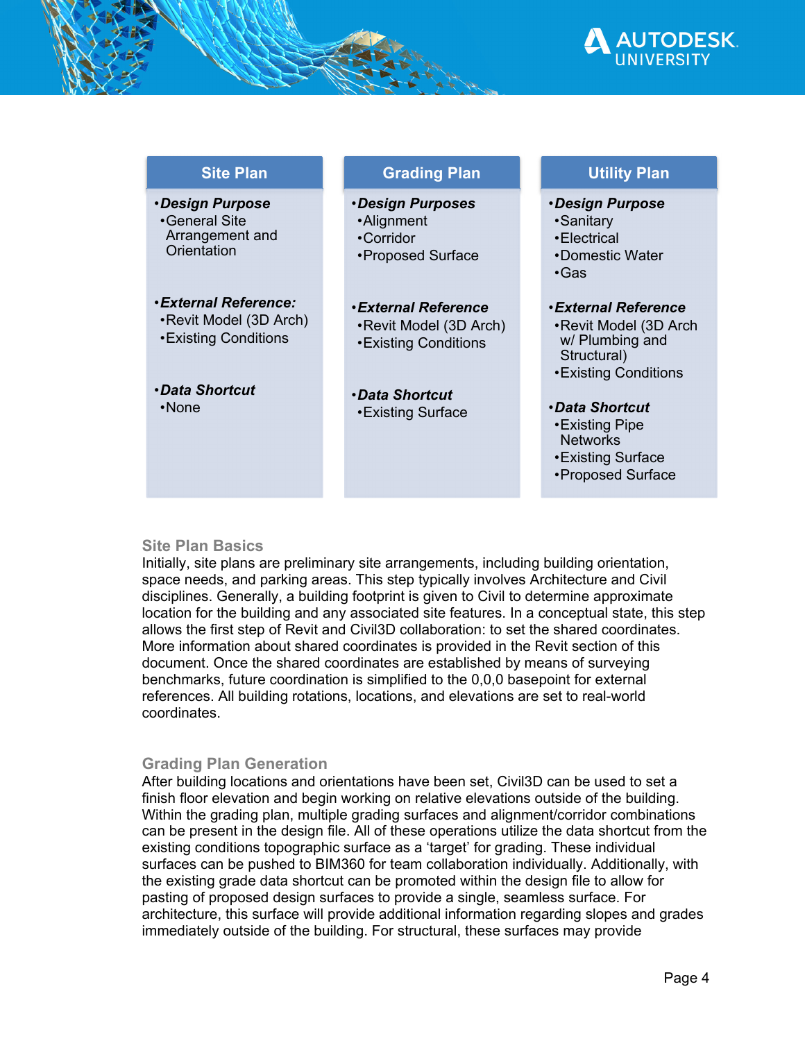| Site Plan | Grading Plan | Utility Plan |
|---|---|---|
| ***Design Purpose*** <br>•General Site Arrangement and Orientation | ***Design Purposes*** <br>•Alignment <br>•Corridor <br>•Proposed Surface | ***Design Purpose*** <br>•Sanitary <br>•Electrical <br>•Domestic Water <br>•Gas |
| ***External Reference:*** <br>•Revit Model (3D Arch) <br>•Existing Conditions | ***External Reference*** <br>•Revit Model (3D Arch) <br>•Existing Conditions | ***External Reference*** <br>•Revit Model (3D Arch w/ Plumbing and Structural) <br>•Existing Conditions |
| ***Data Shortcut*** <br>•None | ***Data Shortcut*** <br>•Existing Surface | ***Data Shortcut*** <br>•Existing Pipe Networks <br>•Existing Surface <br>•Proposed Surface |

## Site Plan Basics

Initially, site plans are preliminary site arrangements, including building orientation, space needs, and parking areas. This step typically involves Architecture and Civil disciplines. Generally, a building footprint is given to Civil to determine approximate location for the building and any associated site features. In a conceptual state, this step allows the first step of Revit and Civil3D collaboration: to set the shared coordinates. More information about shared coordinates is provided in the Revit section of this document. Once the shared coordinates are established by means of surveying benchmarks, future coordination is simplified to the 0,0,0 basepoint for external references. All building rotations, locations, and elevations are set to real-world coordinates.

## Grading Plan Generation

After building locations and orientations have been set, Civil3D can be used to set a finish floor elevation and begin working on relative elevations outside of the building. Within the grading plan, multiple grading surfaces and alignment/corridor combinations can be present in the design file. All of these operations utilize the data shortcut from the existing conditions topographic surface as a ‘target’ for grading. These individual surfaces can be pushed to BIM360 for team collaboration individually. Additionally, with the existing grade data shortcut can be promoted within the design file to allow for pasting of proposed design surfaces to provide a single, seamless surface. For architecture, this surface will provide additional information regarding slopes and grades immediately outside of the building. For structural, these surfaces may provide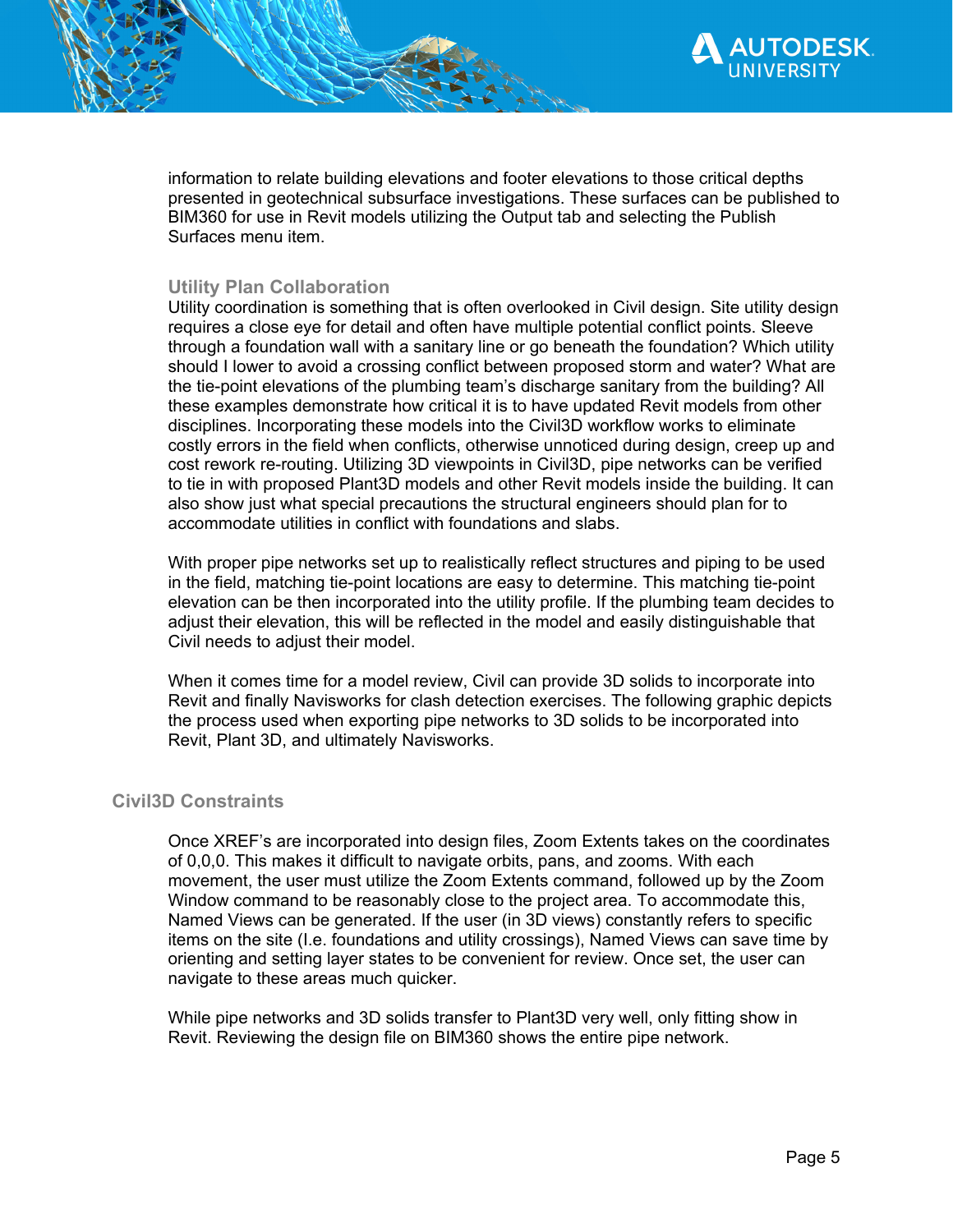information to relate building elevations and footer elevations to those critical depths presented in geotechnical subsurface investigations. These surfaces can be published to BIM360 for use in Revit models utilizing the Output tab and selecting the Publish Surfaces menu item.

### Utility Plan Collaboration

Utility coordination is something that is often overlooked in Civil design. Site utility design requires a close eye for detail and often have multiple potential conflict points. Sleeve through a foundation wall with a sanitary line or go beneath the foundation? Which utility should I lower to avoid a crossing conflict between proposed storm and water? What are the tie-point elevations of the plumbing team's discharge sanitary from the building? All these examples demonstrate how critical it is to have updated Revit models from other disciplines. Incorporating these models into the Civil3D workflow works to eliminate costly errors in the field when conflicts, otherwise unnoticed during design, creep up and cost rework re-routing. Utilizing 3D viewpoints in Civil3D, pipe networks can be verified to tie in with proposed Plant3D models and other Revit models inside the building. It can also show just what special precautions the structural engineers should plan for to accommodate utilities in conflict with foundations and slabs.

With proper pipe networks set up to realistically reflect structures and piping to be used in the field, matching tie-point locations are easy to determine. This matching tie-point elevation can be then incorporated into the utility profile. If the plumbing team decides to adjust their elevation, this will be reflected in the model and easily distinguishable that Civil needs to adjust their model.

When it comes time for a model review, Civil can provide 3D solids to incorporate into Revit and finally Navisworks for clash detection exercises. The following graphic depicts the process used when exporting pipe networks to 3D solids to be incorporated into Revit, Plant 3D, and ultimately Navisworks.

## Civil3D Constraints

Once XREF's are incorporated into design files, Zoom Extents takes on the coordinates of 0,0,0. This makes it difficult to navigate orbits, pans, and zooms. With each movement, the user must utilize the Zoom Extents command, followed up by the Zoom Window command to be reasonably close to the project area. To accommodate this, Named Views can be generated. If the user (in 3D views) constantly refers to specific items on the site (I.e. foundations and utility crossings), Named Views can save time by orienting and setting layer states to be convenient for review. Once set, the user can navigate to these areas much quicker.

While pipe networks and 3D solids transfer to Plant3D very well, only fitting show in Revit. Reviewing the design file on BIM360 shows the entire pipe network.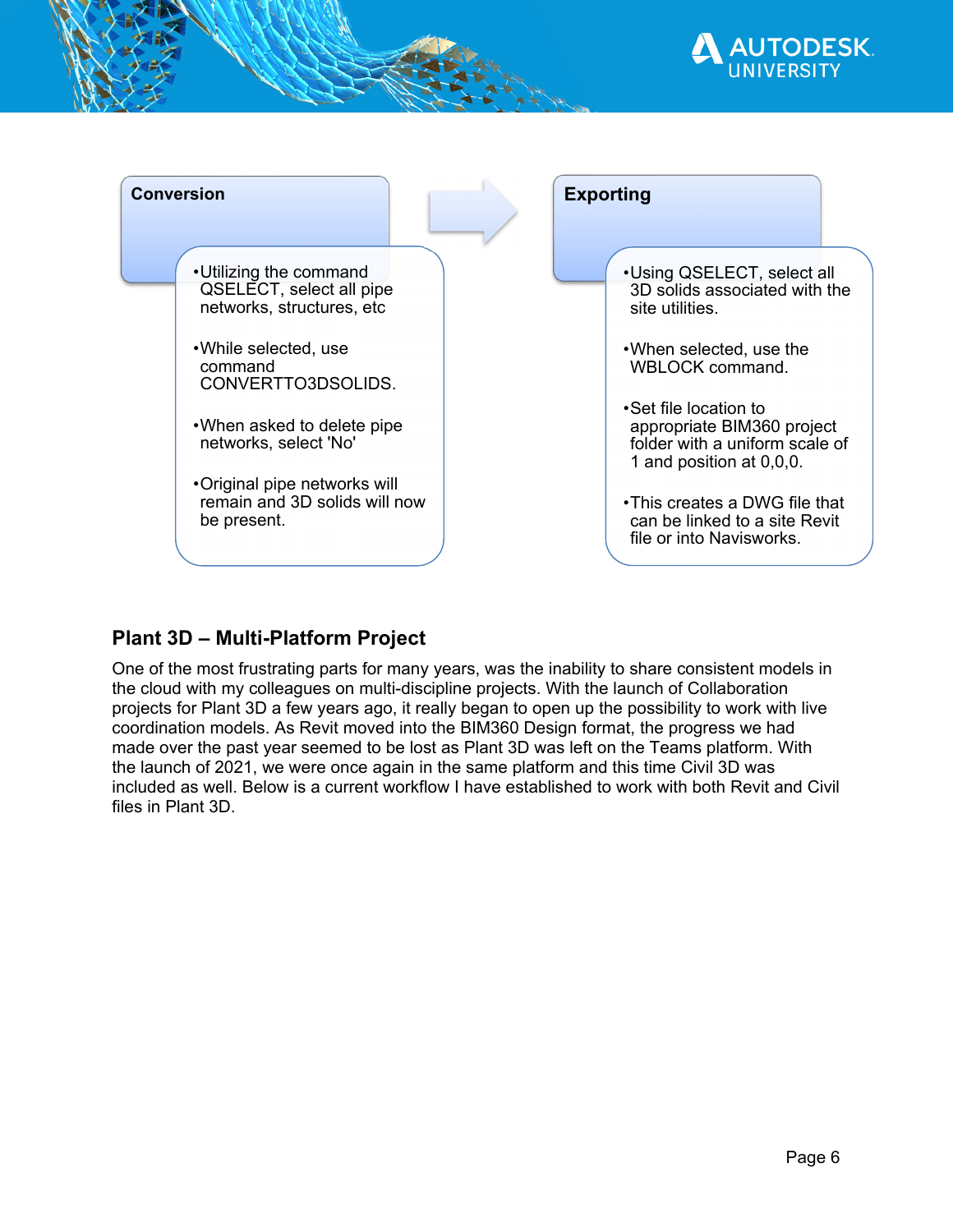**Conversion**

- Utilizing the command QSELECT, select all pipe networks, structures, etc
- While selected, use command CONVERTTO3DSOLIDS.
- When asked to delete pipe networks, select 'No'
- Original pipe networks will remain and 3D solids will now be present.

**Exporting**

- Using QSELECT, select all 3D solids associated with the site utilities.
- When selected, use the WBLOCK command.
- Set file location to appropriate BIM360 project folder with a uniform scale of 1 and position at 0,0,0.
- This creates a DWG file that can be linked to a site Revit file or into Navisworks.

## Plant 3D – Multi-Platform Project

One of the most frustrating parts for many years, was the inability to share consistent models in the cloud with my colleagues on multi-discipline projects. With the launch of Collaboration projects for Plant 3D a few years ago, it really began to open up the possibility to work with live coordination models. As Revit moved into the BIM360 Design format, the progress we had made over the past year seemed to be lost as Plant 3D was left on the Teams platform. With the launch of 2021, we were once again in the same platform and this time Civil 3D was included as well. Below is a current workflow I have established to work with both Revit and Civil files in Plant 3D.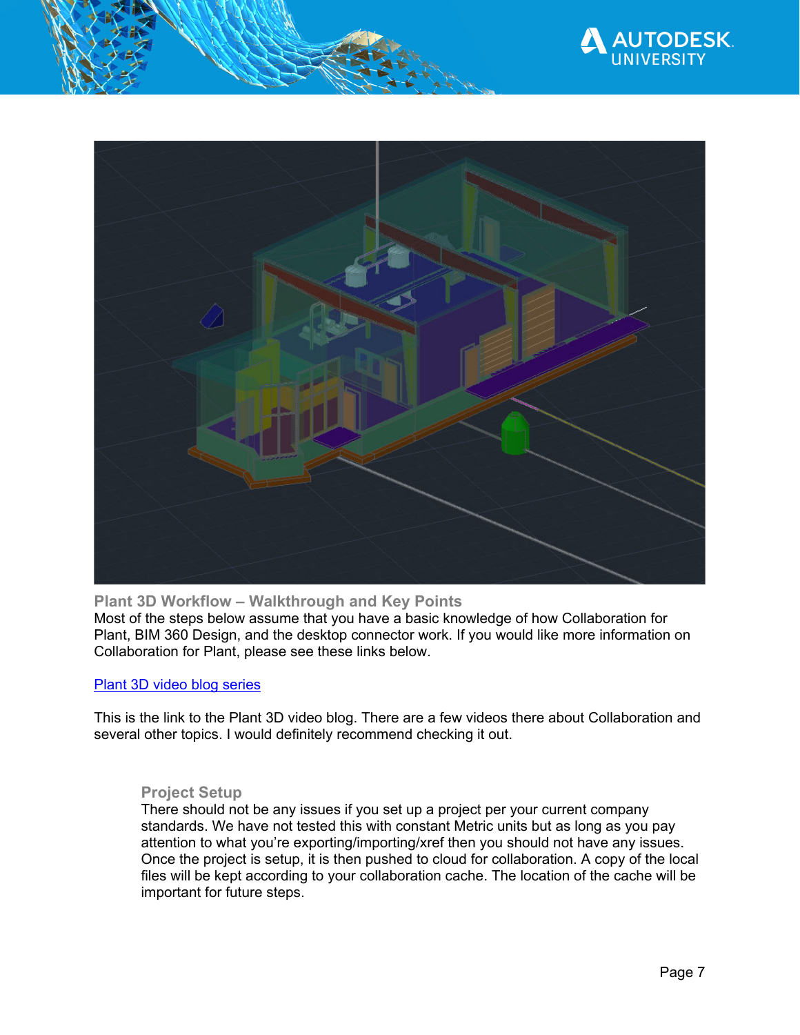## Plant 3D Workflow – Walkthrough and Key Points

Most of the steps below assume that you have a basic knowledge of how Collaboration for Plant, BIM 360 Design, and the desktop connector work. If you would like more information on Collaboration for Plant, please see these links below.

[Plant 3D video blog series]()

This is the link to the Plant 3D video blog. There are a few videos there about Collaboration and several other topics. I would definitely recommend checking it out.

### Project Setup

There should not be any issues if you set up a project per your current company standards. We have not tested this with constant Metric units but as long as you pay attention to what you're exporting/importing/xref then you should not have any issues. Once the project is setup, it is then pushed to cloud for collaboration. A copy of the local files will be kept according to your collaboration cache. The location of the cache will be important for future steps.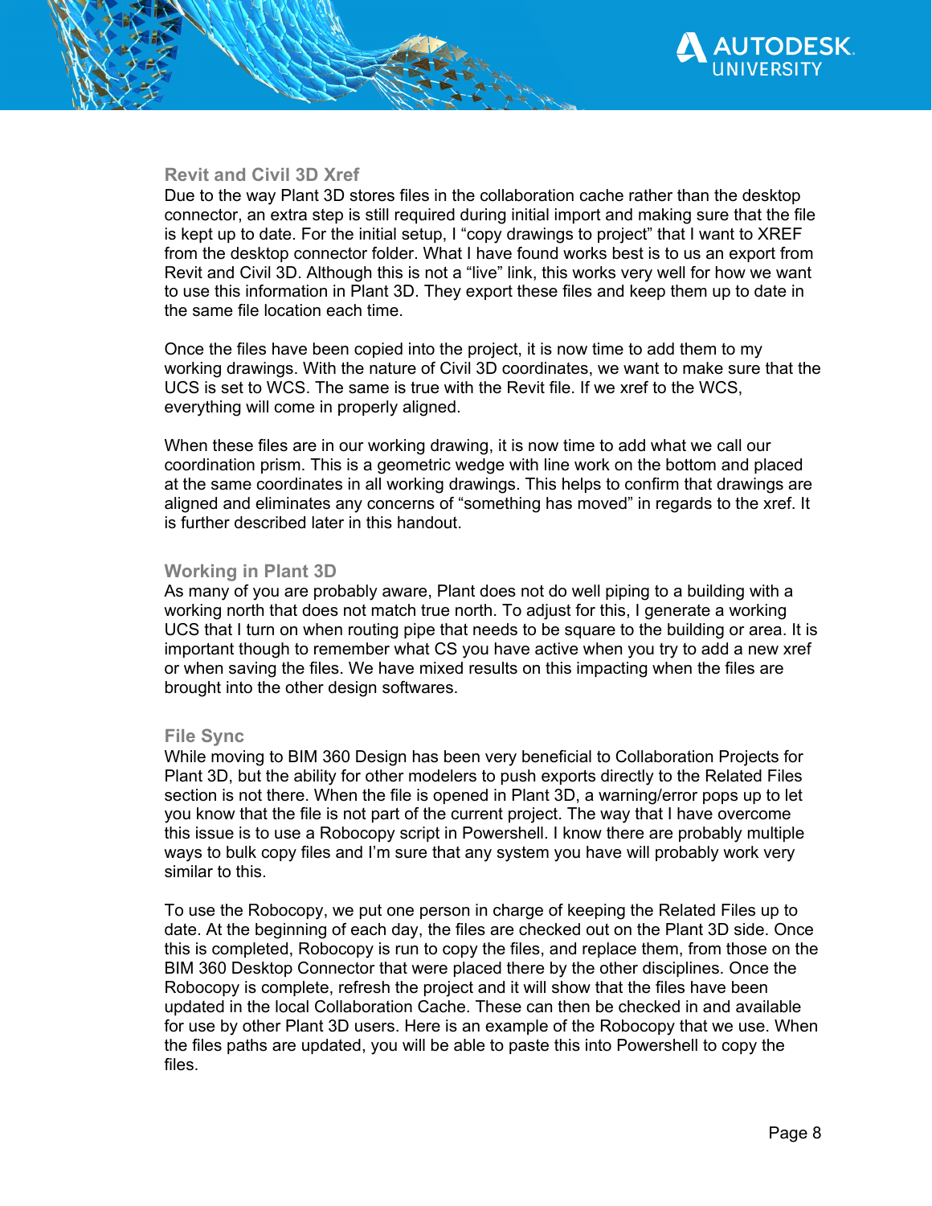### Revit and Civil 3D Xref

Due to the way Plant 3D stores files in the collaboration cache rather than the desktop connector, an extra step is still required during initial import and making sure that the file is kept up to date. For the initial setup, I "copy drawings to project" that I want to XREF from the desktop connector folder. What I have found works best is to us an export from Revit and Civil 3D. Although this is not a "live" link, this works very well for how we want to use this information in Plant 3D. They export these files and keep them up to date in the same file location each time.

Once the files have been copied into the project, it is now time to add them to my working drawings. With the nature of Civil 3D coordinates, we want to make sure that the UCS is set to WCS. The same is true with the Revit file. If we xref to the WCS, everything will come in properly aligned.

When these files are in our working drawing, it is now time to add what we call our coordination prism. This is a geometric wedge with line work on the bottom and placed at the same coordinates in all working drawings. This helps to confirm that drawings are aligned and eliminates any concerns of "something has moved" in regards to the xref. It is further described later in this handout.

### Working in Plant 3D

As many of you are probably aware, Plant does not do well piping to a building with a working north that does not match true north. To adjust for this, I generate a working UCS that I turn on when routing pipe that needs to be square to the building or area. It is important though to remember what CS you have active when you try to add a new xref or when saving the files. We have mixed results on this impacting when the files are brought into the other design softwares.

### File Sync

While moving to BIM 360 Design has been very beneficial to Collaboration Projects for Plant 3D, but the ability for other modelers to push exports directly to the Related Files section is not there. When the file is opened in Plant 3D, a warning/error pops up to let you know that the file is not part of the current project. The way that I have overcome this issue is to use a Robocopy script in Powershell. I know there are probably multiple ways to bulk copy files and I'm sure that any system you have will probably work very similar to this.

To use the Robocopy, we put one person in charge of keeping the Related Files up to date. At the beginning of each day, the files are checked out on the Plant 3D side. Once this is completed, Robocopy is run to copy the files, and replace them, from those on the BIM 360 Desktop Connector that were placed there by the other disciplines. Once the Robocopy is complete, refresh the project and it will show that the files have been updated in the local Collaboration Cache. These can then be checked in and available for use by other Plant 3D users. Here is an example of the Robocopy that we use. When the files paths are updated, you will be able to paste this into Powershell to copy the files.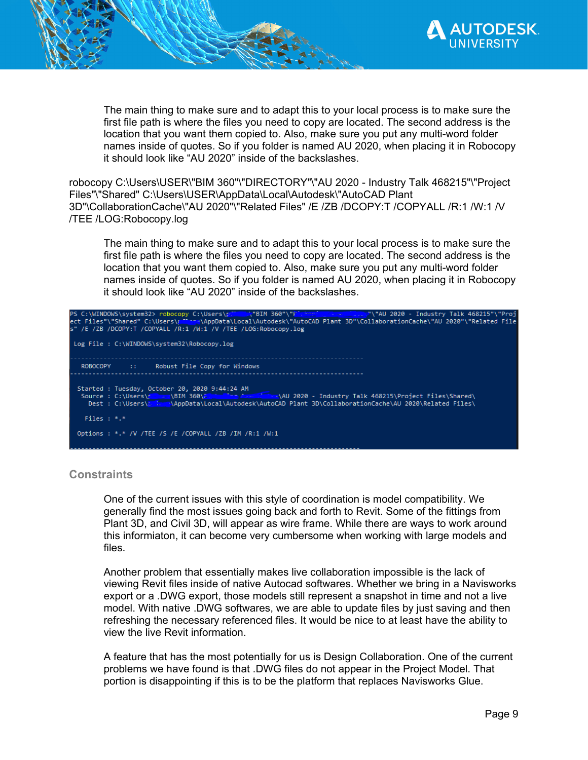The main thing to make sure and to adapt this to your local process is to make sure the first file path is where the files you need to copy are located. The second address is the location that you want them copied to. Also, make sure you put any multi-word folder names inside of quotes. So if you folder is named AU 2020, when placing it in Robocopy it should look like "AU 2020" inside of the backslashes.

robocopy C:\Users\USER\"BIM 360"\"DIRECTORY"\"AU 2020 - Industry Talk 468215"\"Project Files"\"Shared" C:\Users\USER\AppData\Local\Autodesk\"AutoCAD Plant 3D"\CollaborationCache\"AU 2020"\"Related Files" /E /ZB /DCOPY:T /COPYALL /R:1 /W:1 /V /TEE /LOG:Robocopy.log

The main thing to make sure and to adapt this to your local process is to make sure the first file path is where the files you need to copy are located. The second address is the location that you want them copied to. Also, make sure you put any multi-word folder names inside of quotes. So if you folder is named AU 2020, when placing it in Robocopy it should look like "AU 2020" inside of the backslashes.

```
PS C:\WINDOWS\system32> robocopy C:\Users\      \"BIM 360"\"                \"AU 2020 - Industry Talk 468215"\"Project Files"\"Shared" C:\Users\      \AppData\Local\Autodesk\"AutoCAD Plant 3D"\CollaborationCache\"AU 2020"\"Related Files" /E /ZB /DCOPY:T /COPYALL /R:1 /W:1 /V /TEE /LOG:Robocopy.log

 Log File : C:\WINDOWS\system32\Robocopy.log

-------------------------------------------------------------------------------
   ROBOCOPY     ::     Robust File Copy for Windows
-------------------------------------------------------------------------------

  Started : Tuesday, October 20, 2020 9:44:24 AM
   Source : C:\Users\      \BIM 360\                \AU 2020 - Industry Talk 468215\Project Files\Shared\
     Dest : C:\Users\      \AppData\Local\Autodesk\AutoCAD Plant 3D\CollaborationCache\AU 2020\Related Files\

    Files : *.*

  Options : *.* /V /TEE /S /E /COPYALL /ZB /IM /R:1 /W:1

-------------------------------------------------------------------------------
```

## Constraints

One of the current issues with this style of coordination is model compatibility. We generally find the most issues going back and forth to Revit. Some of the fittings from Plant 3D, and Civil 3D, will appear as wire frame. While there are ways to work around this informiaton, it can become very cumbersome when working with large models and files.

Another problem that essentially makes live collaboration impossible is the lack of viewing Revit files inside of native Autocad softwares. Whether we bring in a Navisworks export or a .DWG export, those models still represent a snapshot in time and not a live model. With native .DWG softwares, we are able to update files by just saving and then refreshing the necessary referenced files. It would be nice to at least have the ability to view the live Revit information.

A feature that has the most potentially for us is Design Collaboration. One of the current problems we have found is that .DWG files do not appear in the Project Model. That portion is disappointing if this is to be the platform that replaces Navisworks Glue.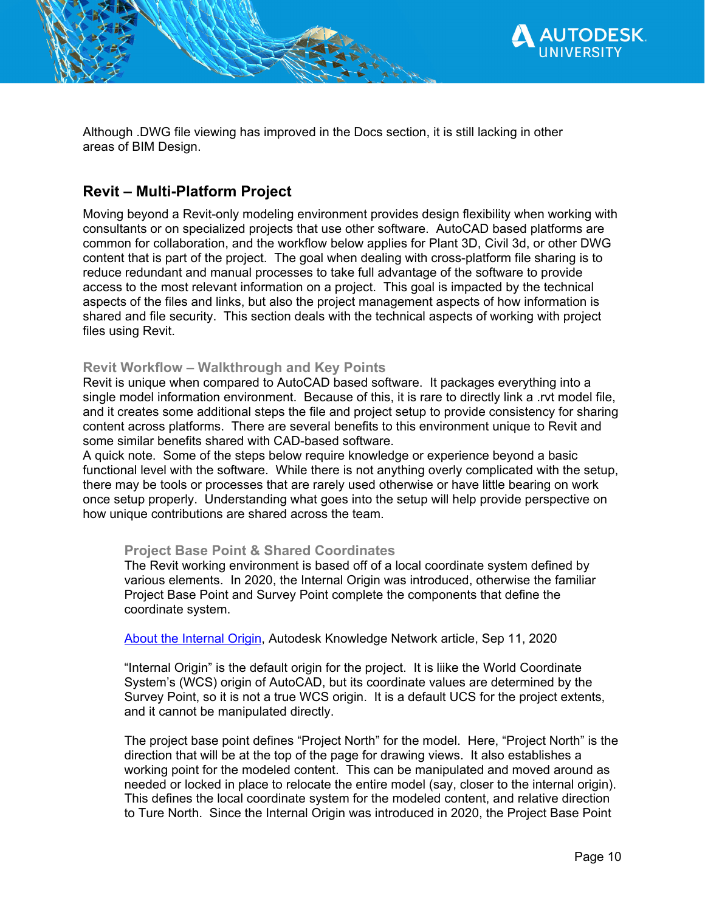Although .DWG file viewing has improved in the Docs section, it is still lacking in other areas of BIM Design.

## Revit – Multi-Platform Project

Moving beyond a Revit-only modeling environment provides design flexibility when working with consultants or on specialized projects that use other software. AutoCAD based platforms are common for collaboration, and the workflow below applies for Plant 3D, Civil 3d, or other DWG content that is part of the project. The goal when dealing with cross-platform file sharing is to reduce redundant and manual processes to take full advantage of the software to provide access to the most relevant information on a project. This goal is impacted by the technical aspects of the files and links, but also the project management aspects of how information is shared and file security. This section deals with the technical aspects of working with project files using Revit.

### Revit Workflow – Walkthrough and Key Points

Revit is unique when compared to AutoCAD based software. It packages everything into a single model information environment. Because of this, it is rare to directly link a .rvt model file, and it creates some additional steps the file and project setup to provide consistency for sharing content across platforms. There are several benefits to this environment unique to Revit and some similar benefits shared with CAD-based software.

A quick note. Some of the steps below require knowledge or experience beyond a basic functional level with the software. While there is not anything overly complicated with the setup, there may be tools or processes that are rarely used otherwise or have little bearing on work once setup properly. Understanding what goes into the setup will help provide perspective on how unique contributions are shared across the team.

#### Project Base Point & Shared Coordinates

The Revit working environment is based off of a local coordinate system defined by various elements. In 2020, the Internal Origin was introduced, otherwise the familiar Project Base Point and Survey Point complete the components that define the coordinate system.

About the Internal Origin, Autodesk Knowledge Network article, Sep 11, 2020

"Internal Origin" is the default origin for the project. It is liike the World Coordinate System's (WCS) origin of AutoCAD, but its coordinate values are determined by the Survey Point, so it is not a true WCS origin. It is a default UCS for the project extents, and it cannot be manipulated directly.

The project base point defines "Project North" for the model. Here, "Project North" is the direction that will be at the top of the page for drawing views. It also establishes a working point for the modeled content. This can be manipulated and moved around as needed or locked in place to relocate the entire model (say, closer to the internal origin). This defines the local coordinate system for the modeled content, and relative direction to Ture North. Since the Internal Origin was introduced in 2020, the Project Base Point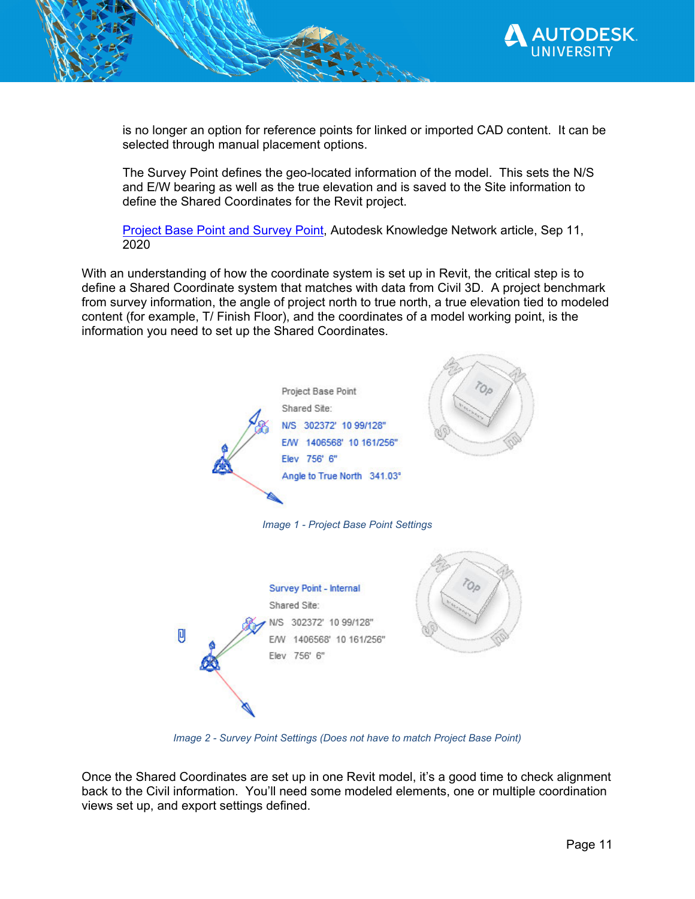is no longer an option for reference points for linked or imported CAD content. It can be selected through manual placement options.

The Survey Point defines the geo-located information of the model. This sets the N/S and E/W bearing as well as the true elevation and is saved to the Site information to define the Shared Coordinates for the Revit project.

[Project Base Point and Survey Point](#), Autodesk Knowledge Network article, Sep 11, 2020

With an understanding of how the coordinate system is set up in Revit, the critical step is to define a Shared Coordinate system that matches with data from Civil 3D. A project benchmark from survey information, the angle of project north to true north, a true elevation tied to modeled content (for example, T/ Finish Floor), and the coordinates of a model working point, is the information you need to set up the Shared Coordinates.

Project Base Point
Shared Site:
N/S 302372' 10 99/128"
E/W 1406568' 10 161/256"
Elev 756' 6"
Angle to True North 341.03°

*Image 1 - Project Base Point Settings*

Survey Point - Internal
Shared Site:
N/S 302372' 10 99/128"
E/W 1406568' 10 161/256"
Elev 756' 6"

*Image 2 - Survey Point Settings (Does not have to match Project Base Point)*

Once the Shared Coordinates are set up in one Revit model, it's a good time to check alignment back to the Civil information. You'll need some modeled elements, one or multiple coordination views set up, and export settings defined.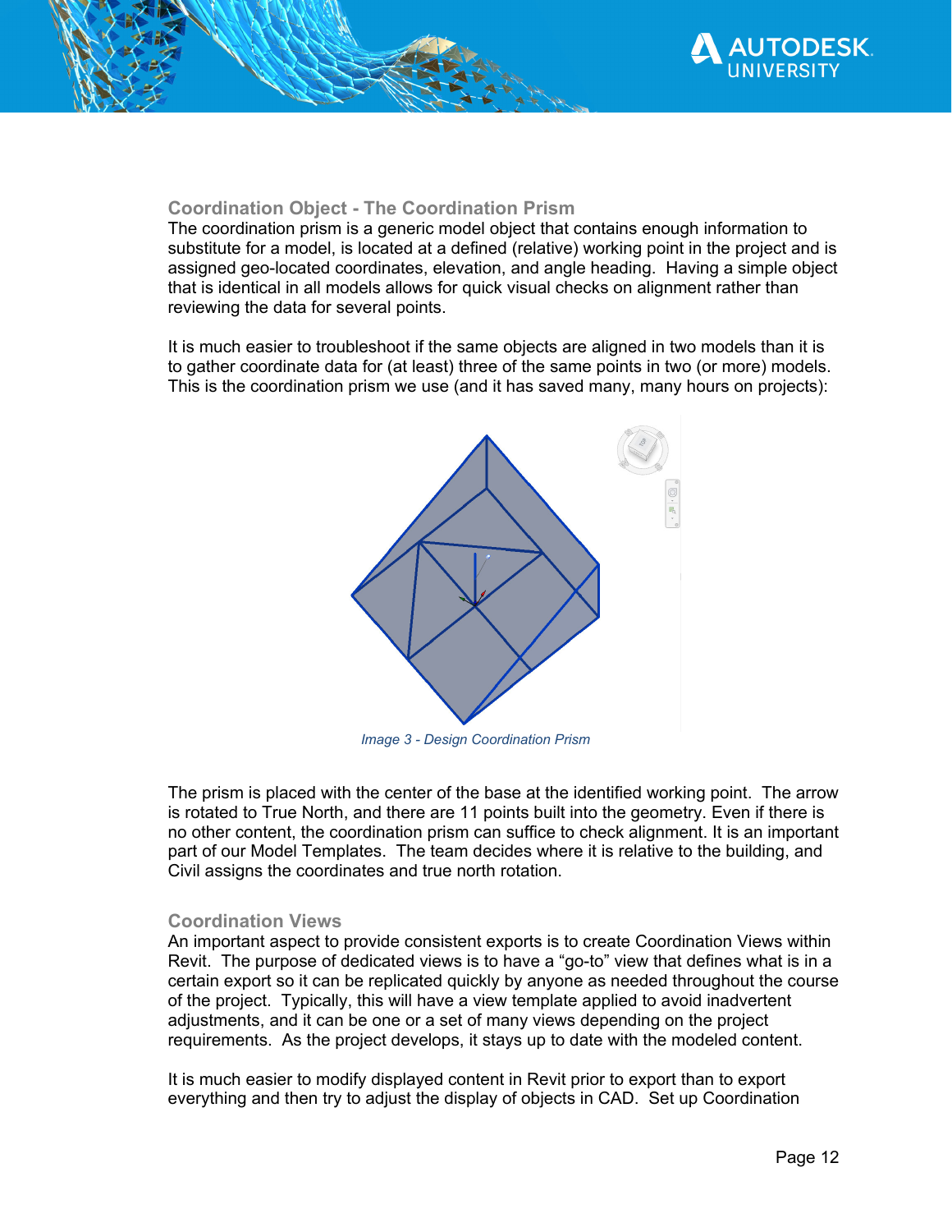### Coordination Object - The Coordination Prism

The coordination prism is a generic model object that contains enough information to substitute for a model, is located at a defined (relative) working point in the project and is assigned geo-located coordinates, elevation, and angle heading. Having a simple object that is identical in all models allows for quick visual checks on alignment rather than reviewing the data for several points.

It is much easier to troubleshoot if the same objects are aligned in two models than it is to gather coordinate data for (at least) three of the same points in two (or more) models. This is the coordination prism we use (and it has saved many, many hours on projects):

*Image 3 - Design Coordination Prism*

The prism is placed with the center of the base at the identified working point. The arrow is rotated to True North, and there are 11 points built into the geometry. Even if there is no other content, the coordination prism can suffice to check alignment. It is an important part of our Model Templates. The team decides where it is relative to the building, and Civil assigns the coordinates and true north rotation.

### Coordination Views

An important aspect to provide consistent exports is to create Coordination Views within Revit. The purpose of dedicated views is to have a "go-to" view that defines what is in a certain export so it can be replicated quickly by anyone as needed throughout the course of the project. Typically, this will have a view template applied to avoid inadvertent adjustments, and it can be one or a set of many views depending on the project requirements. As the project develops, it stays up to date with the modeled content.

It is much easier to modify displayed content in Revit prior to export than to export everything and then try to adjust the display of objects in CAD. Set up Coordination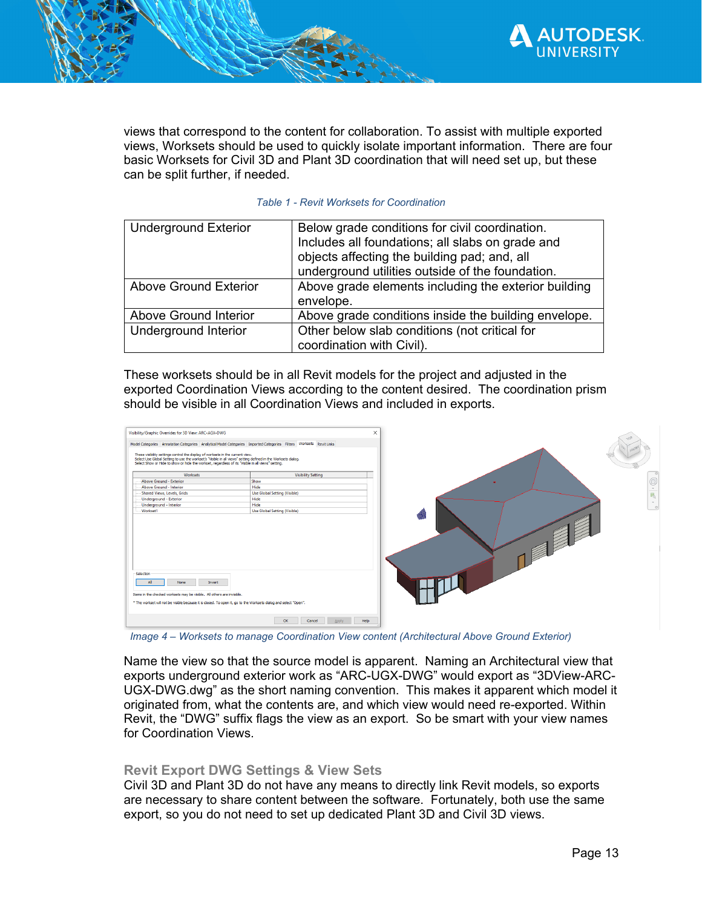views that correspond to the content for collaboration. To assist with multiple exported views, Worksets should be used to quickly isolate important information. There are four basic Worksets for Civil 3D and Plant 3D coordination that will need set up, but these can be split further, if needed.

*Table 1 - Revit Worksets for Coordination*

| | |
|---|---|
| Underground Exterior | Below grade conditions for civil coordination. Includes all foundations; all slabs on grade and objects affecting the building pad; and, all underground utilities outside of the foundation. |
| Above Ground Exterior | Above grade elements including the exterior building envelope. |
| Above Ground Interior | Above grade conditions inside the building envelope. |
| Underground Interior | Other below slab conditions (not critical for coordination with Civil). |

These worksets should be in all Revit models for the project and adjusted in the exported Coordination Views according to the content desired. The coordination prism should be visible in all Coordination Views and included in exports.

*Image 4 – Worksets to manage Coordination View content (Architectural Above Ground Exterior)*

Name the view so that the source model is apparent. Naming an Architectural view that exports underground exterior work as “ARC-UGX-DWG” would export as “3DView-ARC-UGX-DWG.dwg” as the short naming convention. This makes it apparent which model it originated from, what the contents are, and which view would need re-exported. Within Revit, the “DWG” suffix flags the view as an export. So be smart with your view names for Coordination Views.

### Revit Export DWG Settings & View Sets

Civil 3D and Plant 3D do not have any means to directly link Revit models, so exports are necessary to share content between the software. Fortunately, both use the same export, so you do not need to set up dedicated Plant 3D and Civil 3D views.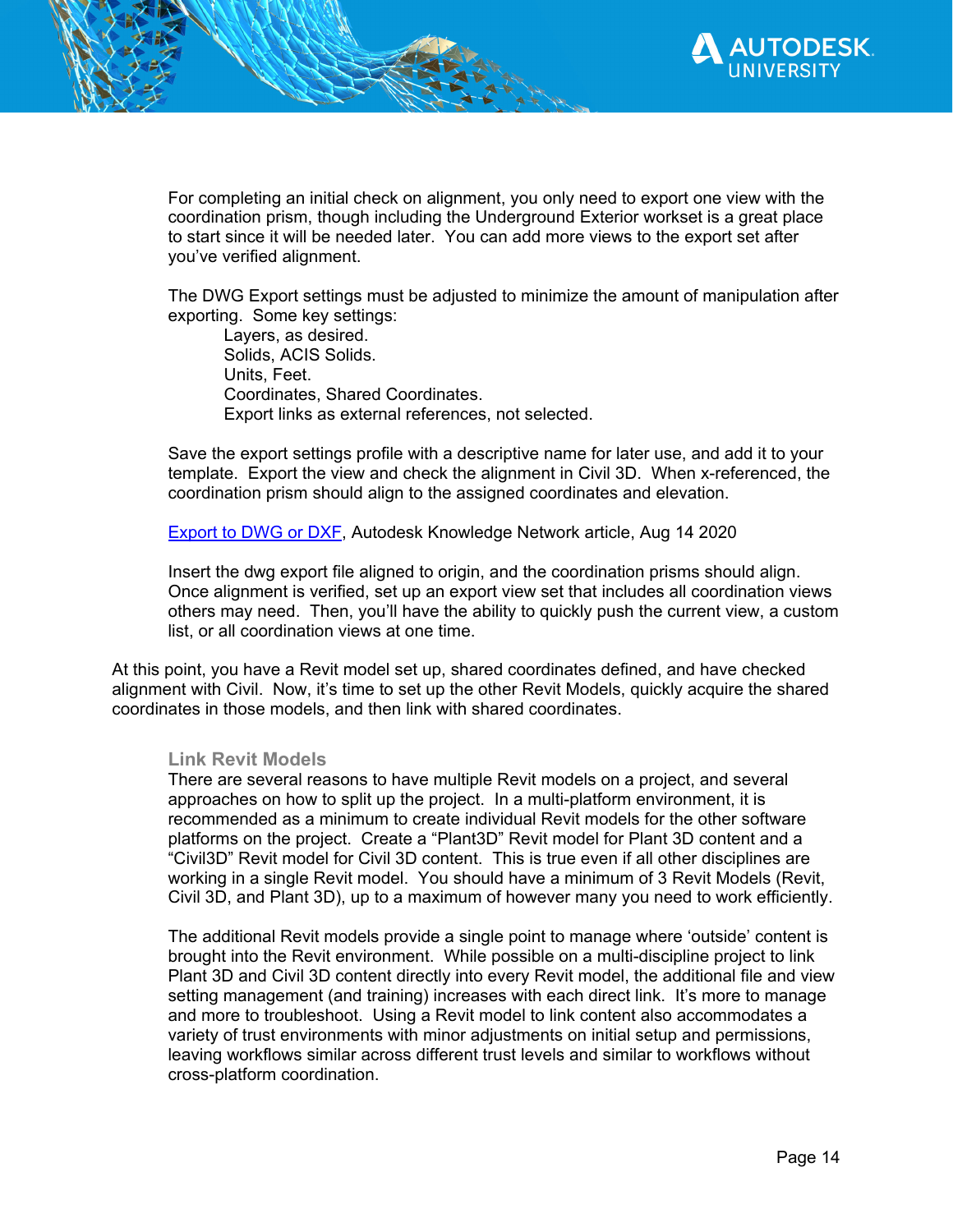For completing an initial check on alignment, you only need to export one view with the coordination prism, though including the Underground Exterior workset is a great place to start since it will be needed later. You can add more views to the export set after you've verified alignment.

The DWG Export settings must be adjusted to minimize the amount of manipulation after exporting. Some key settings:

- Layers, as desired.
- Solids, ACIS Solids.
- Units, Feet.
- Coordinates, Shared Coordinates.
- Export links as external references, not selected.

Save the export settings profile with a descriptive name for later use, and add it to your template. Export the view and check the alignment in Civil 3D. When x-referenced, the coordination prism should align to the assigned coordinates and elevation.

[Export to DWG or DXF](), Autodesk Knowledge Network article, Aug 14 2020

Insert the dwg export file aligned to origin, and the coordination prisms should align. Once alignment is verified, set up an export view set that includes all coordination views others may need. Then, you'll have the ability to quickly push the current view, a custom list, or all coordination views at one time.

At this point, you have a Revit model set up, shared coordinates defined, and have checked alignment with Civil. Now, it's time to set up the other Revit Models, quickly acquire the shared coordinates in those models, and then link with shared coordinates.

### Link Revit Models

There are several reasons to have multiple Revit models on a project, and several approaches on how to split up the project. In a multi-platform environment, it is recommended as a minimum to create individual Revit models for the other software platforms on the project. Create a "Plant3D" Revit model for Plant 3D content and a "Civil3D" Revit model for Civil 3D content. This is true even if all other disciplines are working in a single Revit model. You should have a minimum of 3 Revit Models (Revit, Civil 3D, and Plant 3D), up to a maximum of however many you need to work efficiently.

The additional Revit models provide a single point to manage where 'outside' content is brought into the Revit environment. While possible on a multi-discipline project to link Plant 3D and Civil 3D content directly into every Revit model, the additional file and view setting management (and training) increases with each direct link. It's more to manage and more to troubleshoot. Using a Revit model to link content also accommodates a variety of trust environments with minor adjustments on initial setup and permissions, leaving workflows similar across different trust levels and similar to workflows without cross-platform coordination.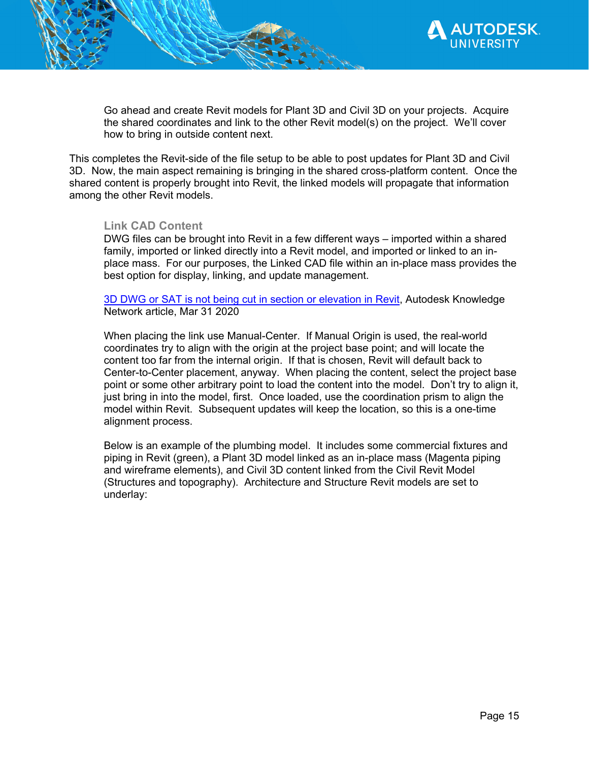Go ahead and create Revit models for Plant 3D and Civil 3D on your projects. Acquire the shared coordinates and link to the other Revit model(s) on the project. We'll cover how to bring in outside content next.

This completes the Revit-side of the file setup to be able to post updates for Plant 3D and Civil 3D. Now, the main aspect remaining is bringing in the shared cross-platform content. Once the shared content is properly brought into Revit, the linked models will propagate that information among the other Revit models.

### Link CAD Content

DWG files can be brought into Revit in a few different ways – imported within a shared family, imported or linked directly into a Revit model, and imported or linked to an in-place mass. For our purposes, the Linked CAD file within an in-place mass provides the best option for display, linking, and update management.

[3D DWG or SAT is not being cut in section or elevation in Revit](), Autodesk Knowledge Network article, Mar 31 2020

When placing the link use Manual-Center. If Manual Origin is used, the real-world coordinates try to align with the origin at the project base point; and will locate the content too far from the internal origin. If that is chosen, Revit will default back to Center-to-Center placement, anyway. When placing the content, select the project base point or some other arbitrary point to load the content into the model. Don't try to align it, just bring in into the model, first. Once loaded, use the coordination prism to align the model within Revit. Subsequent updates will keep the location, so this is a one-time alignment process.

Below is an example of the plumbing model. It includes some commercial fixtures and piping in Revit (green), a Plant 3D model linked as an in-place mass (Magenta piping and wireframe elements), and Civil 3D content linked from the Civil Revit Model (Structures and topography). Architecture and Structure Revit models are set to underlay: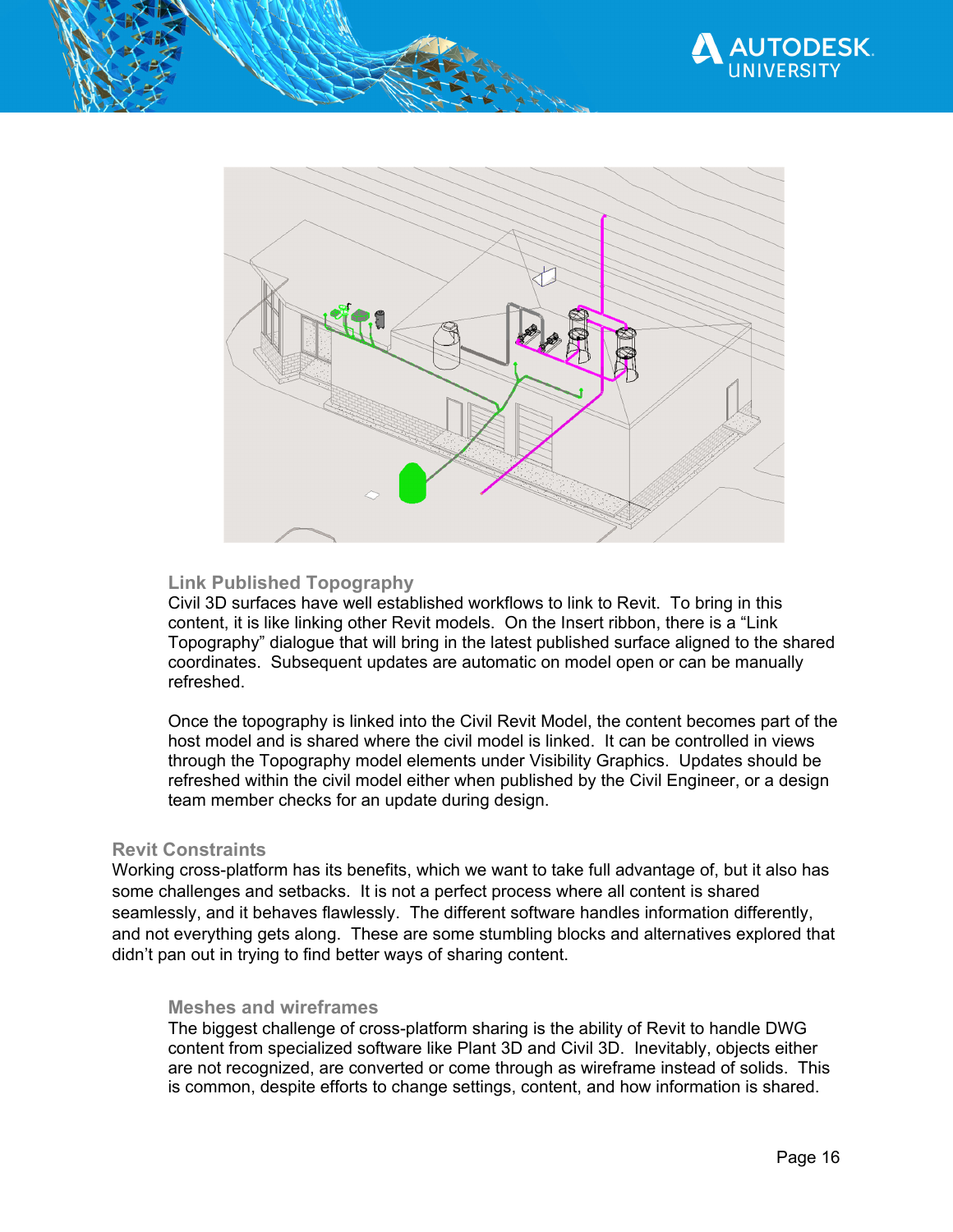### Link Published Topography

Civil 3D surfaces have well established workflows to link to Revit. To bring in this content, it is like linking other Revit models. On the Insert ribbon, there is a “Link Topography” dialogue that will bring in the latest published surface aligned to the shared coordinates. Subsequent updates are automatic on model open or can be manually refreshed.

Once the topography is linked into the Civil Revit Model, the content becomes part of the host model and is shared where the civil model is linked. It can be controlled in views through the Topography model elements under Visibility Graphics. Updates should be refreshed within the civil model either when published by the Civil Engineer, or a design team member checks for an update during design.

## Revit Constraints

Working cross-platform has its benefits, which we want to take full advantage of, but it also has some challenges and setbacks. It is not a perfect process where all content is shared seamlessly, and it behaves flawlessly. The different software handles information differently, and not everything gets along. These are some stumbling blocks and alternatives explored that didn’t pan out in trying to find better ways of sharing content.

### Meshes and wireframes

The biggest challenge of cross-platform sharing is the ability of Revit to handle DWG content from specialized software like Plant 3D and Civil 3D. Inevitably, objects either are not recognized, are converted or come through as wireframe instead of solids. This is common, despite efforts to change settings, content, and how information is shared.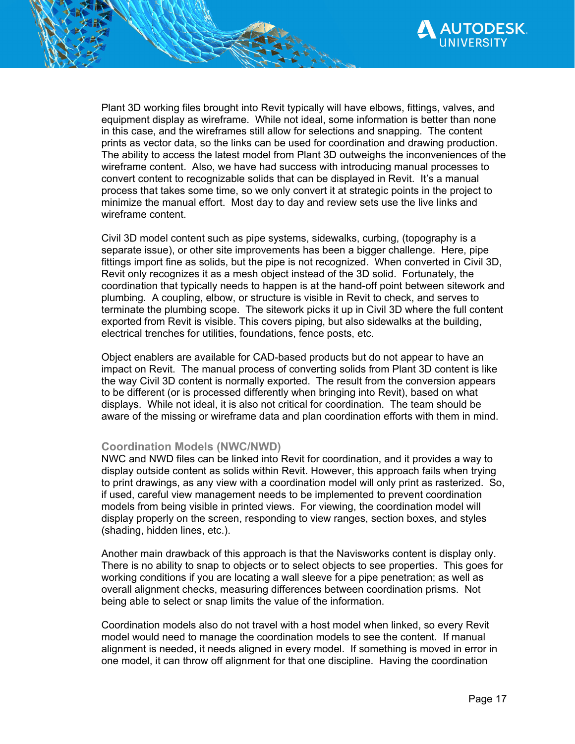Plant 3D working files brought into Revit typically will have elbows, fittings, valves, and equipment display as wireframe. While not ideal, some information is better than none in this case, and the wireframes still allow for selections and snapping. The content prints as vector data, so the links can be used for coordination and drawing production. The ability to access the latest model from Plant 3D outweighs the inconveniences of the wireframe content. Also, we have had success with introducing manual processes to convert content to recognizable solids that can be displayed in Revit. It's a manual process that takes some time, so we only convert it at strategic points in the project to minimize the manual effort. Most day to day and review sets use the live links and wireframe content.

Civil 3D model content such as pipe systems, sidewalks, curbing, (topography is a separate issue), or other site improvements has been a bigger challenge. Here, pipe fittings import fine as solids, but the pipe is not recognized. When converted in Civil 3D, Revit only recognizes it as a mesh object instead of the 3D solid. Fortunately, the coordination that typically needs to happen is at the hand-off point between sitework and plumbing. A coupling, elbow, or structure is visible in Revit to check, and serves to terminate the plumbing scope. The sitework picks it up in Civil 3D where the full content exported from Revit is visible. This covers piping, but also sidewalks at the building, electrical trenches for utilities, foundations, fence posts, etc.

Object enablers are available for CAD-based products but do not appear to have an impact on Revit. The manual process of converting solids from Plant 3D content is like the way Civil 3D content is normally exported. The result from the conversion appears to be different (or is processed differently when bringing into Revit), based on what displays. While not ideal, it is also not critical for coordination. The team should be aware of the missing or wireframe data and plan coordination efforts with them in mind.

### Coordination Models (NWC/NWD)

NWC and NWD files can be linked into Revit for coordination, and it provides a way to display outside content as solids within Revit. However, this approach fails when trying to print drawings, as any view with a coordination model will only print as rasterized. So, if used, careful view management needs to be implemented to prevent coordination models from being visible in printed views. For viewing, the coordination model will display properly on the screen, responding to view ranges, section boxes, and styles (shading, hidden lines, etc.).

Another main drawback of this approach is that the Navisworks content is display only. There is no ability to snap to objects or to select objects to see properties. This goes for working conditions if you are locating a wall sleeve for a pipe penetration; as well as overall alignment checks, measuring differences between coordination prisms. Not being able to select or snap limits the value of the information.

Coordination models also do not travel with a host model when linked, so every Revit model would need to manage the coordination models to see the content. If manual alignment is needed, it needs aligned in every model. If something is moved in error in one model, it can throw off alignment for that one discipline. Having the coordination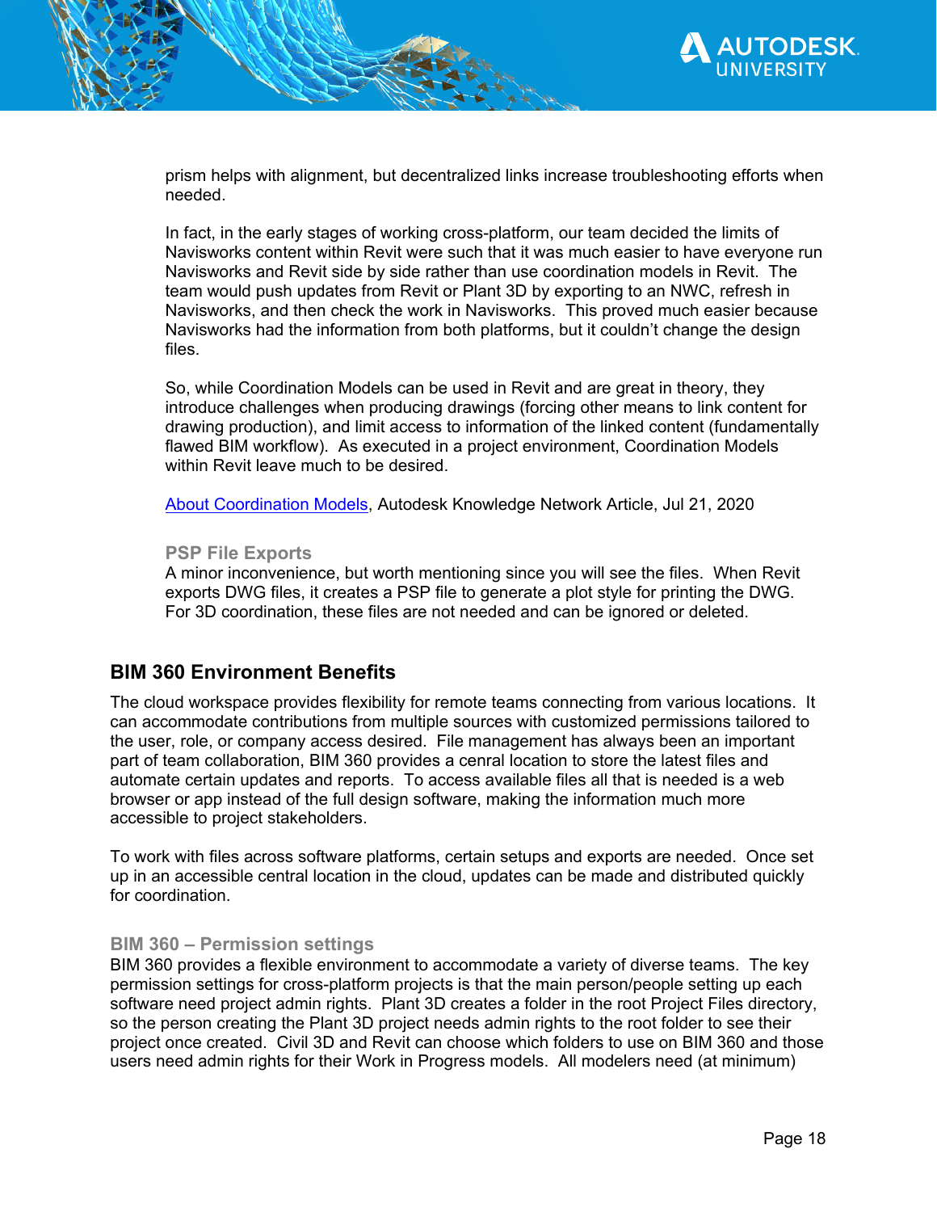prism helps with alignment, but decentralized links increase troubleshooting efforts when needed.

In fact, in the early stages of working cross-platform, our team decided the limits of Navisworks content within Revit were such that it was much easier to have everyone run Navisworks and Revit side by side rather than use coordination models in Revit. The team would push updates from Revit or Plant 3D by exporting to an NWC, refresh in Navisworks, and then check the work in Navisworks. This proved much easier because Navisworks had the information from both platforms, but it couldn't change the design files.

So, while Coordination Models can be used in Revit and are great in theory, they introduce challenges when producing drawings (forcing other means to link content for drawing production), and limit access to information of the linked content (fundamentally flawed BIM workflow). As executed in a project environment, Coordination Models within Revit leave much to be desired.

About Coordination Models, Autodesk Knowledge Network Article, Jul 21, 2020

### PSP File Exports

A minor inconvenience, but worth mentioning since you will see the files. When Revit exports DWG files, it creates a PSP file to generate a plot style for printing the DWG. For 3D coordination, these files are not needed and can be ignored or deleted.

## BIM 360 Environment Benefits

The cloud workspace provides flexibility for remote teams connecting from various locations. It can accommodate contributions from multiple sources with customized permissions tailored to the user, role, or company access desired. File management has always been an important part of team collaboration, BIM 360 provides a cenral location to store the latest files and automate certain updates and reports. To access available files all that is needed is a web browser or app instead of the full design software, making the information much more accessible to project stakeholders.

To work with files across software platforms, certain setups and exports are needed. Once set up in an accessible central location in the cloud, updates can be made and distributed quickly for coordination.

### BIM 360 – Permission settings

BIM 360 provides a flexible environment to accommodate a variety of diverse teams. The key permission settings for cross-platform projects is that the main person/people setting up each software need project admin rights. Plant 3D creates a folder in the root Project Files directory, so the person creating the Plant 3D project needs admin rights to the root folder to see their project once created. Civil 3D and Revit can choose which folders to use on BIM 360 and those users need admin rights for their Work in Progress models. All modelers need (at minimum)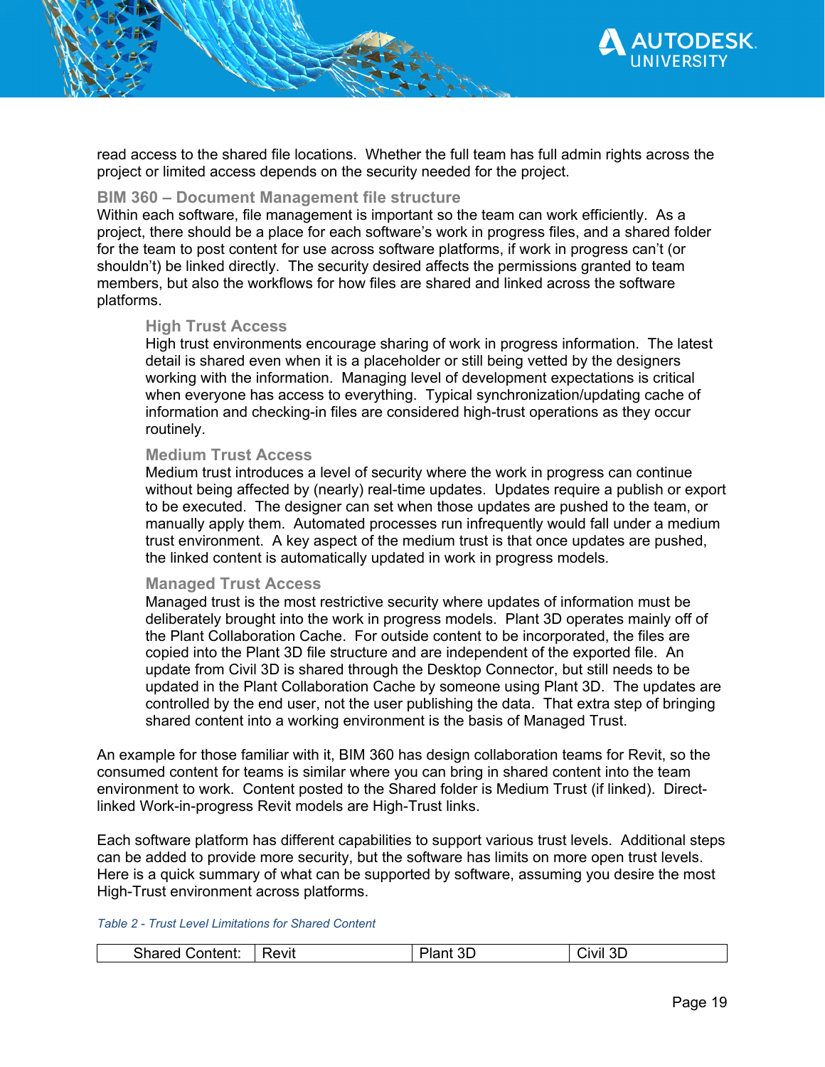read access to the shared file locations. Whether the full team has full admin rights across the project or limited access depends on the security needed for the project.

### BIM 360 – Document Management file structure

Within each software, file management is important so the team can work efficiently. As a project, there should be a place for each software's work in progress files, and a shared folder for the team to post content for use across software platforms, if work in progress can't (or shouldn't) be linked directly. The security desired affects the permissions granted to team members, but also the workflows for how files are shared and linked across the software platforms.

#### High Trust Access

High trust environments encourage sharing of work in progress information. The latest detail is shared even when it is a placeholder or still being vetted by the designers working with the information. Managing level of development expectations is critical when everyone has access to everything. Typical synchronization/updating cache of information and checking-in files are considered high-trust operations as they occur routinely.

#### Medium Trust Access

Medium trust introduces a level of security where the work in progress can continue without being affected by (nearly) real-time updates. Updates require a publish or export to be executed. The designer can set when those updates are pushed to the team, or manually apply them. Automated processes run infrequently would fall under a medium trust environment. A key aspect of the medium trust is that once updates are pushed, the linked content is automatically updated in work in progress models.

#### Managed Trust Access

Managed trust is the most restrictive security where updates of information must be deliberately brought into the work in progress models. Plant 3D operates mainly off of the Plant Collaboration Cache. For outside content to be incorporated, the files are copied into the Plant 3D file structure and are independent of the exported file. An update from Civil 3D is shared through the Desktop Connector, but still needs to be updated in the Plant Collaboration Cache by someone using Plant 3D. The updates are controlled by the end user, not the user publishing the data. That extra step of bringing shared content into a working environment is the basis of Managed Trust.

An example for those familiar with it, BIM 360 has design collaboration teams for Revit, so the consumed content for teams is similar where you can bring in shared content into the team environment to work. Content posted to the Shared folder is Medium Trust (if linked). Direct-linked Work-in-progress Revit models are High-Trust links.

Each software platform has different capabilities to support various trust levels. Additional steps can be added to provide more security, but the software has limits on more open trust levels. Here is a quick summary of what can be supported by software, assuming you desire the most High-Trust environment across platforms.

*Table 2 - Trust Level Limitations for Shared Content*

| Shared Content: | Revit | Plant 3D | Civil 3D |
|---|---|---|---|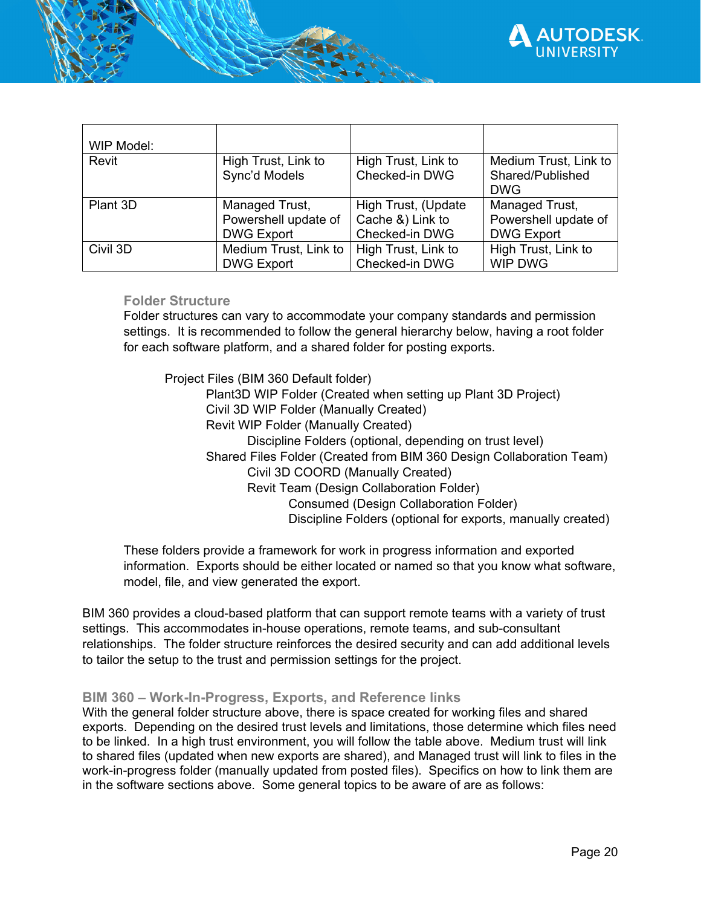| WIP Model: | | | |
|---|---|---|---|
| Revit | High Trust, Link to Sync'd Models | High Trust, Link to Checked-in DWG | Medium Trust, Link to Shared/Published DWG |
| Plant 3D | Managed Trust, Powershell update of DWG Export | High Trust, (Update Cache &) Link to Checked-in DWG | Managed Trust, Powershell update of DWG Export |
| Civil 3D | Medium Trust, Link to DWG Export | High Trust, Link to Checked-in DWG | High Trust, Link to WIP DWG |

### Folder Structure

Folder structures can vary to accommodate your company standards and permission settings. It is recommended to follow the general hierarchy below, having a root folder for each software platform, and a shared folder for posting exports.

- Project Files (BIM 360 Default folder)
  - Plant3D WIP Folder (Created when setting up Plant 3D Project)
  - Civil 3D WIP Folder (Manually Created)
  - Revit WIP Folder (Manually Created)
    - Discipline Folders (optional, depending on trust level)
  - Shared Files Folder (Created from BIM 360 Design Collaboration Team)
    - Civil 3D COORD (Manually Created)
    - Revit Team (Design Collaboration Folder)
      - Consumed (Design Collaboration Folder)
      - Discipline Folders (optional for exports, manually created)

These folders provide a framework for work in progress information and exported information. Exports should be either located or named so that you know what software, model, file, and view generated the export.

BIM 360 provides a cloud-based platform that can support remote teams with a variety of trust settings. This accommodates in-house operations, remote teams, and sub-consultant relationships. The folder structure reinforces the desired security and can add additional levels to tailor the setup to the trust and permission settings for the project.

### BIM 360 – Work-In-Progress, Exports, and Reference links

With the general folder structure above, there is space created for working files and shared exports. Depending on the desired trust levels and limitations, those determine which files need to be linked. In a high trust environment, you will follow the table above. Medium trust will link to shared files (updated when new exports are shared), and Managed trust will link to files in the work-in-progress folder (manually updated from posted files). Specifics on how to link them are in the software sections above. Some general topics to be aware of are as follows: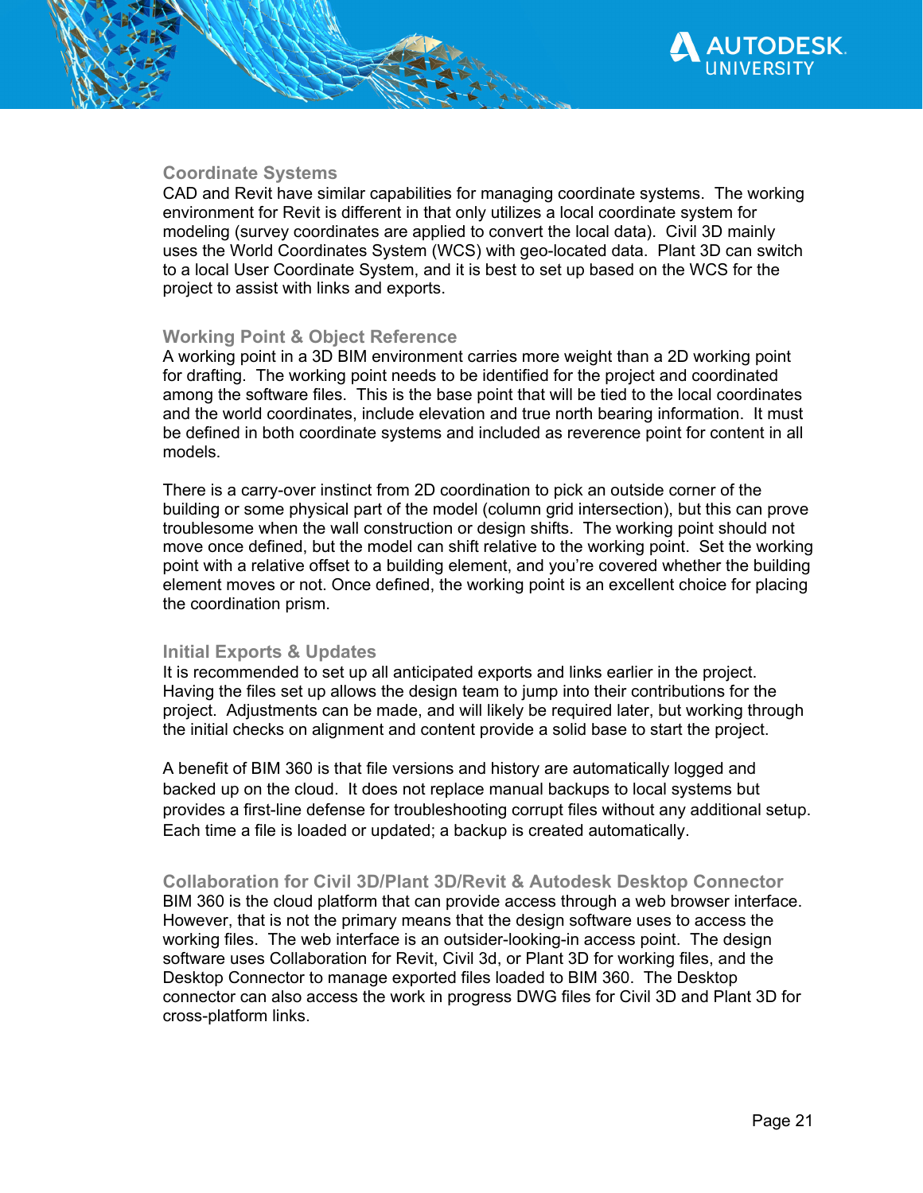### Coordinate Systems

CAD and Revit have similar capabilities for managing coordinate systems. The working environment for Revit is different in that only utilizes a local coordinate system for modeling (survey coordinates are applied to convert the local data). Civil 3D mainly uses the World Coordinates System (WCS) with geo-located data. Plant 3D can switch to a local User Coordinate System, and it is best to set up based on the WCS for the project to assist with links and exports.

### Working Point & Object Reference

A working point in a 3D BIM environment carries more weight than a 2D working point for drafting. The working point needs to be identified for the project and coordinated among the software files. This is the base point that will be tied to the local coordinates and the world coordinates, include elevation and true north bearing information. It must be defined in both coordinate systems and included as reverence point for content in all models.

There is a carry-over instinct from 2D coordination to pick an outside corner of the building or some physical part of the model (column grid intersection), but this can prove troublesome when the wall construction or design shifts. The working point should not move once defined, but the model can shift relative to the working point. Set the working point with a relative offset to a building element, and you're covered whether the building element moves or not. Once defined, the working point is an excellent choice for placing the coordination prism.

### Initial Exports & Updates

It is recommended to set up all anticipated exports and links earlier in the project. Having the files set up allows the design team to jump into their contributions for the project. Adjustments can be made, and will likely be required later, but working through the initial checks on alignment and content provide a solid base to start the project.

A benefit of BIM 360 is that file versions and history are automatically logged and backed up on the cloud. It does not replace manual backups to local systems but provides a first-line defense for troubleshooting corrupt files without any additional setup. Each time a file is loaded or updated; a backup is created automatically.

### Collaboration for Civil 3D/Plant 3D/Revit & Autodesk Desktop Connector

BIM 360 is the cloud platform that can provide access through a web browser interface. However, that is not the primary means that the design software uses to access the working files. The web interface is an outsider-looking-in access point. The design software uses Collaboration for Revit, Civil 3d, or Plant 3D for working files, and the Desktop Connector to manage exported files loaded to BIM 360. The Desktop connector can also access the work in progress DWG files for Civil 3D and Plant 3D for cross-platform links.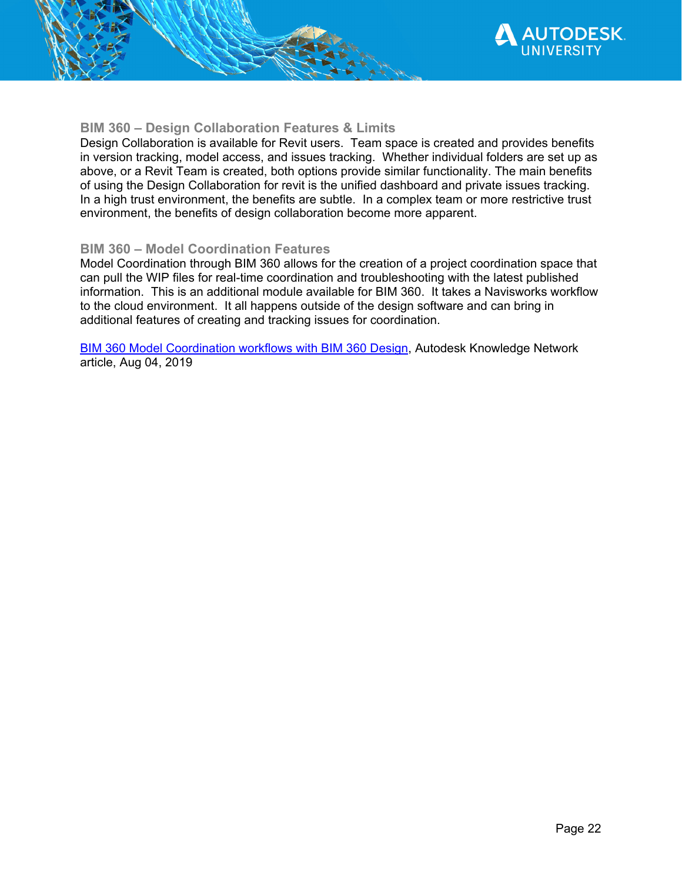### BIM 360 – Design Collaboration Features & Limits

Design Collaboration is available for Revit users. Team space is created and provides benefits in version tracking, model access, and issues tracking. Whether individual folders are set up as above, or a Revit Team is created, both options provide similar functionality. The main benefits of using the Design Collaboration for revit is the unified dashboard and private issues tracking. In a high trust environment, the benefits are subtle. In a complex team or more restrictive trust environment, the benefits of design collaboration become more apparent.

### BIM 360 – Model Coordination Features

Model Coordination through BIM 360 allows for the creation of a project coordination space that can pull the WIP files for real-time coordination and troubleshooting with the latest published information. This is an additional module available for BIM 360. It takes a Navisworks workflow to the cloud environment. It all happens outside of the design software and can bring in additional features of creating and tracking issues for coordination.

BIM 360 Model Coordination workflows with BIM 360 Design, Autodesk Knowledge Network article, Aug 04, 2019